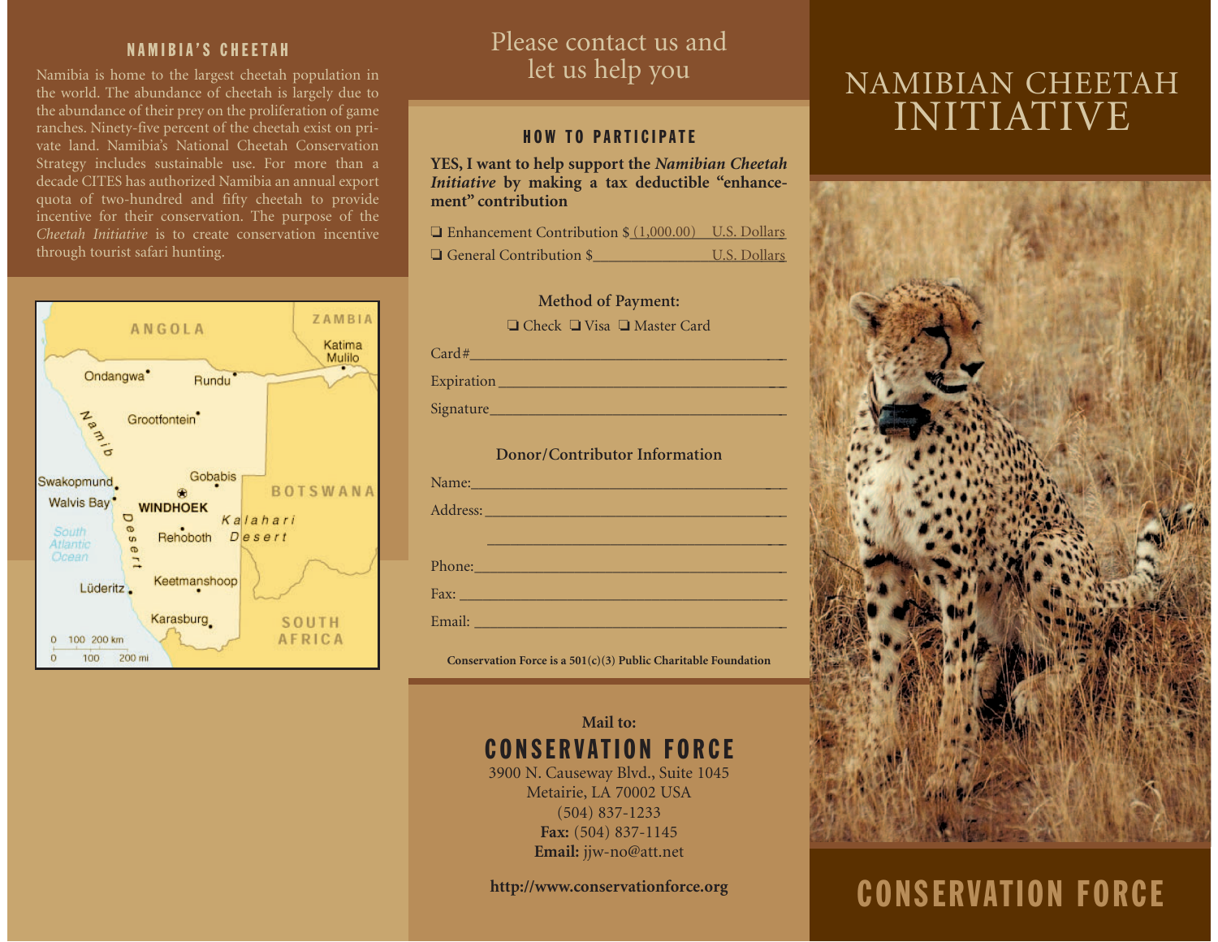## NAMIBIA'S CHEETAH

Namibia is home to the largest cheetah population in the world. The abundance of cheetah is largely due to the abundance of their prey on the proliferation of game ranches. Ninety-five percent of the cheetah exist on private land. Namibia's National Cheetah Conservation Strategy includes sustainable use. For more than a decade CITES has authorized Namibia an annual export quota of two-hundred and fifty cheetah to provide incentive for their conservation. The purpose of the *Cheetah Initiative* is to create conservation incentive through tourist safari hunting.

ANGOLA
ZAMBIA
Katima Mulilo
Ondangwa
Rundu
Namib
Grootfontein
Swakopmund
Gobabis
BOTSWANA
Walvis Bay
WINDHOEK
Kalahari
South Atlantic Ocean
Desert
Rehoboth
Desert
Lüderitz
Keetmanshoop
Karasburg
SOUTH AFRICA
0 100 200 km
0 100 200 mi

# Please contact us and let us help you

## HOW TO PARTICIPATE

**YES, I want to help support the *Namibian Cheetah Initiative* by making a tax deductible "enhancement" contribution**

❑ Enhancement Contribution $ (1,000.00) U.S. Dollars

❑ General Contribution $______________ U.S. Dollars

**Method of Payment:**

❑ Check ❑ Visa ❑ Master Card

Card#________________________________________

Expiration____________________________________

Signature_____________________________________

**Donor/Contributor Information**

Name:_______________________________________

Address:_____________________________________

____________________________________________

Phone:_______________________________________

Fax:_________________________________________

Email:_______________________________________

**Conservation Force is a 501(c)(3) Public Charitable Foundation**

**Mail to:**

## CONSERVATION FORCE

3900 N. Causeway Blvd., Suite 1045
Metairie, LA 70002 USA
(504) 837-1233
**Fax:** (504) 837-1145
**Email:** jjw-no@att.net

**http://www.conservationforce.org**

# NAMIBIAN CHEETAH INITIATIVE

## CONSERVATION FORCE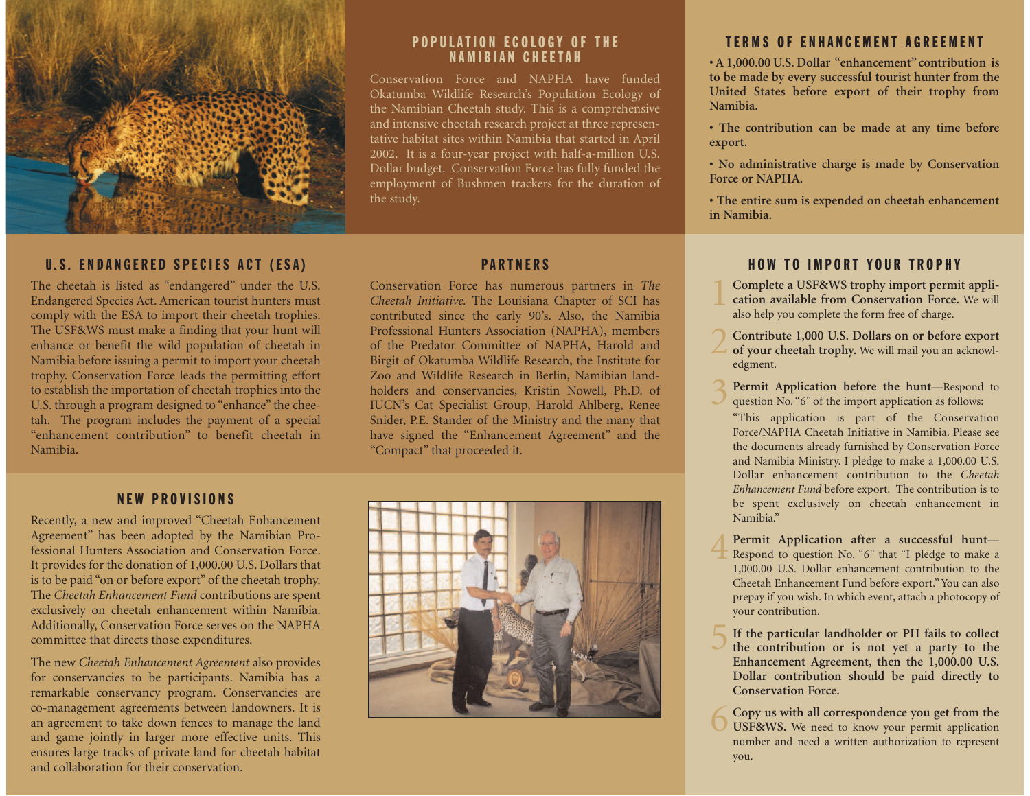## POPULATION ECOLOGY OF THE NAMIBIAN CHEETAH

Conservation Force and NAPHA have funded Okatumba Wildlife Research's Population Ecology of the Namibian Cheetah study. This is a comprehensive and intensive cheetah research project at three representative habitat sites within Namibia that started in April 2002. It is a four-year project with half-a-million U.S. Dollar budget. Conservation Force has fully funded the employment of Bushmen trackers for the duration of the study.

## TERMS OF ENHANCEMENT AGREEMENT

- **A 1,000.00 U.S. Dollar "enhancement" contribution is to be made by every successful tourist hunter from the United States before export of their trophy from Namibia.**
- **The contribution can be made at any time before export.**
- **No administrative charge is made by Conservation Force or NAPHA.**
- **The entire sum is expended on cheetah enhancement in Namibia.**

## U.S. ENDANGERED SPECIES ACT (ESA)

The cheetah is listed as "endangered" under the U.S. Endangered Species Act. American tourist hunters must comply with the ESA to import their cheetah trophies. The USF&WS must make a finding that your hunt will enhance or benefit the wild population of cheetah in Namibia before issuing a permit to import your cheetah trophy. Conservation Force leads the permitting effort to establish the importation of cheetah trophies into the U.S. through a program designed to "enhance" the cheetah. The program includes the payment of a special "enhancement contribution" to benefit cheetah in Namibia.

## PARTNERS

Conservation Force has numerous partners in *The Cheetah Initiative.* The Louisiana Chapter of SCI has contributed since the early 90's. Also, the Namibia Professional Hunters Association (NAPHA), members of the Predator Committee of NAPHA, Harold and Birgit of Okatumba Wildlife Research, the Institute for Zoo and Wildlife Research in Berlin, Namibian landholders and conservancies, Kristin Nowell, Ph.D. of IUCN's Cat Specialist Group, Harold Ahlberg, Renee Snider, P.E. Stander of the Ministry and the many that have signed the "Enhancement Agreement" and the "Compact" that proceeded it.

## NEW PROVISIONS

Recently, a new and improved "Cheetah Enhancement Agreement" has been adopted by the Namibian Professional Hunters Association and Conservation Force. It provides for the donation of 1,000.00 U.S. Dollars that is to be paid "on or before export" of the cheetah trophy. The *Cheetah Enhancement Fund* contributions are spent exclusively on cheetah enhancement within Namibia. Additionally, Conservation Force serves on the NAPHA committee that directs those expenditures.

The new *Cheetah Enhancement Agreement* also provides for conservancies to be participants. Namibia has a remarkable conservancy program. Conservancies are co-management agreements between landowners. It is an agreement to take down fences to manage the land and game jointly in larger more effective units. This ensures large tracks of private land for cheetah habitat and collaboration for their conservation.

## HOW TO IMPORT YOUR TROPHY

1. **Complete a USF&WS trophy import permit application available from Conservation Force.** We will also help you complete the form free of charge.
2. **Contribute 1,000 U.S. Dollars on or before export of your cheetah trophy.** We will mail you an acknowledgment.
3. **Permit Application before the hunt**—Respond to question No. "6" of the import application as follows: "This application is part of the Conservation Force/NAPHA Cheetah Initiative in Namibia. Please see the documents already furnished by Conservation Force and Namibia Ministry. I pledge to make a 1,000.00 U.S. Dollar enhancement contribution to the *Cheetah Enhancement Fund* before export. The contribution is to be spent exclusively on cheetah enhancement in Namibia."
4. **Permit Application after a successful hunt**—Respond to question No. "6" that "I pledge to make a 1,000.00 U.S. Dollar enhancement contribution to the Cheetah Enhancement Fund before export." You can also prepay if you wish. In which event, attach a photocopy of your contribution.
5. **If the particular landholder or PH fails to collect the contribution or is not yet a party to the Enhancement Agreement, then the 1,000.00 U.S. Dollar contribution should be paid directly to Conservation Force.**
6. **Copy us with all correspondence you get from the USF&WS.** We need to know your permit application number and need a written authorization to represent you.